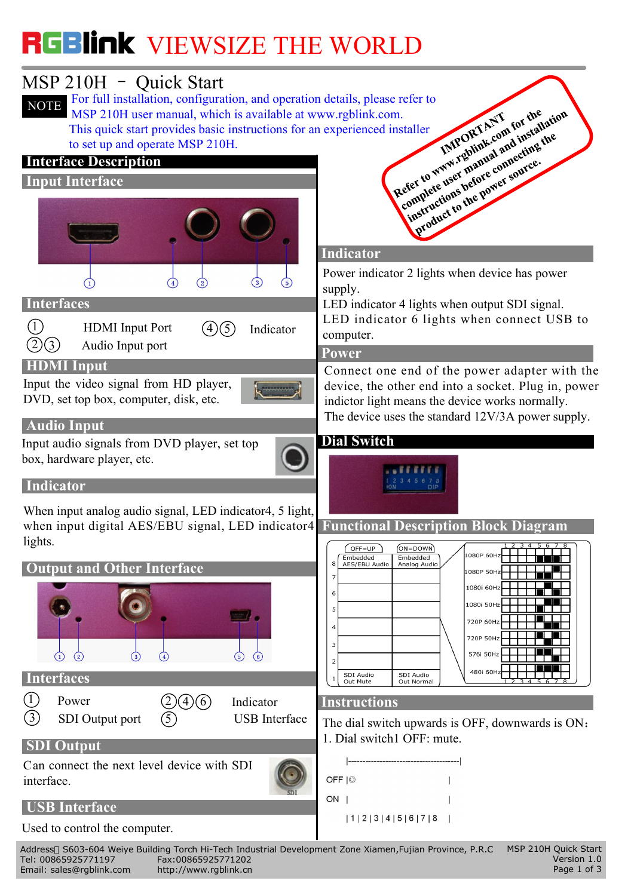# RGBlink VIEWSIZE THE WORLD

## MSP 210H – Quick Start

**NOTE** For full installation, configuration, and operation details, please refer to MSP 210H user manual, which is available at www.rgblink.com.
This quick start provides basic instructions for an experienced installer to set up and operate MSP 210H.

**IMPORTANT**
Refer to www.rgblink.com for the complete user manual and installation instructions before connecting the product to the power source.

## Interface Description

### Input Interface

### Interfaces

| | | | |
|---|---|---|---|
| ① | HDMI Input Port | ④⑤ | Indicator |
| ②③ | Audio Input port | | |

### HDMI Input

Input the video signal from HD player, DVD, set top box, computer, disk, etc.

### Audio Input

Input audio signals from DVD player, set top box, hardware player, etc.

### Indicator

When input analog audio signal, LED indicator4, 5 light, when input digital AES/EBU signal, LED indicator4 lights.

### Output and Other Interface

### Interfaces

| | | | |
|---|---|---|---|
| ① | Power | ②④⑥ | Indicator |
| ③ | SDI Output port | ⑤ | USB Interface |

### SDI Output

Can connect the next level device with SDI interface.

### USB Interface

Used to control the computer.

### Indicator

Power indicator 2 lights when device has power supply.
LED indicator 4 lights when output SDI signal.
LED indicator 6 lights when connect USB to computer.

### Power

Connect one end of the power adapter with the device, the other end into a socket. Plug in, power indictor light means the device works normally.
The device uses the standard 12V/3A power supply.

### Dial Switch

### Functional Description Block Diagram

| | OFF=UP | ON=DOWN |
|---|---|---|
| 8 | Embedded AES/EBU Audio | Embedded Analog Audio |
| 7 | | |
| 6 | | |
| 5 | | |
| 4 | | |
| 3 | | |
| 2 | | |
| 1 | SDI Audio Out Mute | SDI Audio Out Normal |

Resolutions (switches 2–7): 1080P 60Hz, 1080P 50Hz, 1080i 60Hz, 1080i 50Hz, 720P 60Hz, 720P 50Hz, 576i 50Hz, 480i 60Hz

### Instructions

The dial switch upwards is OFF, downwards is ON：
1. Dial switch1 OFF: mute.

```
|------------------------------------|
OFF |◎                               |
ON  |                                |
    | 1 | 2 | 3 | 4 | 5 | 6 | 7 | 8  |
```

Address： S603-604 Weiye Building Torch Hi-Tech Industrial Development Zone Xiamen,Fujian Province, P.R.C
Tel: 00865925771197 Fax:00865925771202
Email: sales@rgblink.com http://www.rgblink.cn
MSP 210H Quick Start
Version 1.0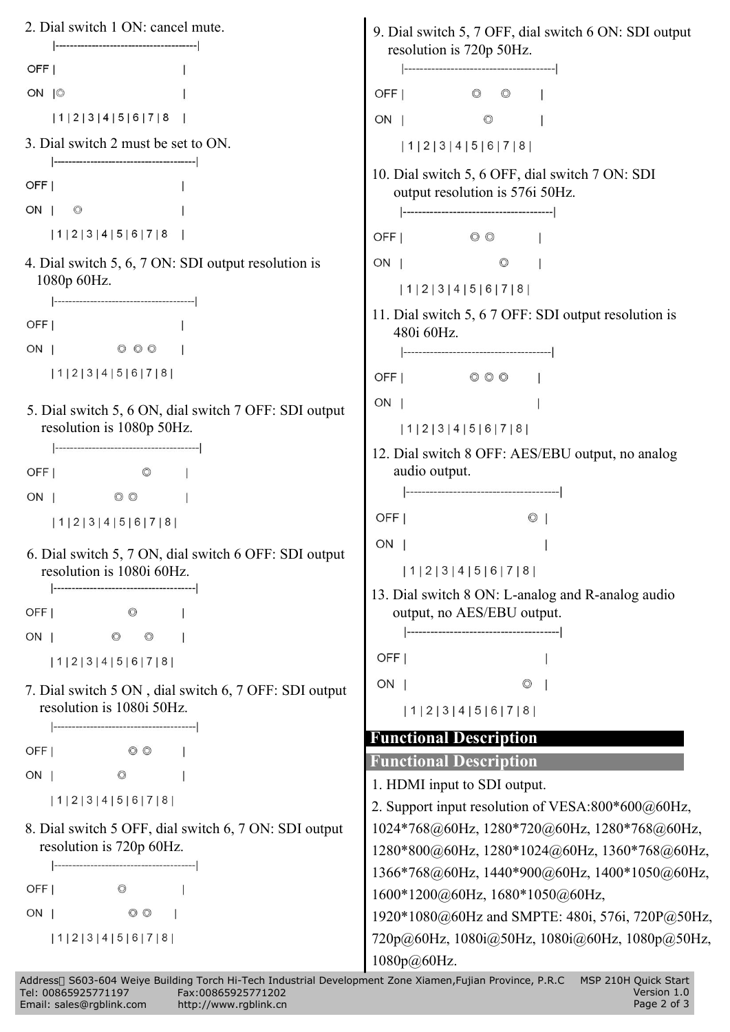2. Dial switch 1 ON: cancel mute.

```
    |--------------------------------------|
OFF |                                      |
ON  |◎                                     |
    | 1 | 2 | 3 | 4 | 5 | 6 | 7 | 8 |
```

3. Dial switch 2 must be set to ON.

```
    |--------------------------------------|
OFF |                                      |
ON  |    ◎                                 |
    | 1 | 2 | 3 | 4 | 5 | 6 | 7 | 8 |
```

4. Dial switch 5, 6, 7 ON: SDI output resolution is 1080p 60Hz.

```
    |--------------------------------------|
OFF |                                      |
ON  |                ◎  ◎  ◎               |
    | 1 | 2 | 3 | 4 | 5 | 6 | 7 | 8 |
```

5. Dial switch 5, 6 ON, dial switch 7 OFF: SDI output resolution is 1080p 50Hz.

```
    |--------------------------------------|
OFF |                      ◎               |
ON  |                ◎  ◎                  |
    | 1 | 2 | 3 | 4 | 5 | 6 | 7 | 8 |
```

6. Dial switch 5, 7 ON, dial switch 6 OFF: SDI output resolution is 1080i 60Hz.

```
    |--------------------------------------|
OFF |                   ◎                  |
ON  |                ◎     ◎               |
    | 1 | 2 | 3 | 4 | 5 | 6 | 7 | 8 |
```

7. Dial switch 5 ON , dial switch 6, 7 OFF: SDI output resolution is 1080i 50Hz.

```
    |--------------------------------------|
OFF |                   ◎  ◎               |
ON  |                ◎                     |
    | 1 | 2 | 3 | 4 | 5 | 6 | 7 | 8 |
```

8. Dial switch 5 OFF, dial switch 6, 7 ON: SDI output resolution is 720p 60Hz.

```
    |--------------------------------------|
OFF |                ◎                     |
ON  |                   ◎  ◎               |
    | 1 | 2 | 3 | 4 | 5 | 6 | 7 | 8 |
```

9. Dial switch 5, 7 OFF, dial switch 6 ON: SDI output resolution is 720p 50Hz.

```
    |--------------------------------------|
OFF |                ◎     ◎               |
ON  |                   ◎                  |
    | 1 | 2 | 3 | 4 | 5 | 6 | 7 | 8 |
```

10. Dial switch 5, 6 OFF, dial switch 7 ON: SDI output resolution is 576i 50Hz.

```
    |--------------------------------------|
OFF |                ◎  ◎                  |
ON  |                      ◎               |
    | 1 | 2 | 3 | 4 | 5 | 6 | 7 | 8 |
```

11. Dial switch 5, 6 7 OFF: SDI output resolution is 480i 60Hz.

```
    |--------------------------------------|
OFF |                ◎  ◎  ◎               |
ON  |                                      |
    | 1 | 2 | 3 | 4 | 5 | 6 | 7 | 8 |
```

12. Dial switch 8 OFF: AES/EBU output, no analog audio output.

```
    |--------------------------------------|
OFF |                         ◎            |
ON  |                                      |
    | 1 | 2 | 3 | 4 | 5 | 6 | 7 | 8 |
```

13. Dial switch 8 ON: L-analog and R-analog audio output, no AES/EBU output.

```
    |--------------------------------------|
OFF |                                      |
ON  |                         ◎            |
    | 1 | 2 | 3 | 4 | 5 | 6 | 7 | 8 |
```

## Functional Description

## Functional Description

1. HDMI input to SDI output.
2. Support input resolution of VESA:800*600@60Hz, 1024*768@60Hz, 1280*720@60Hz, 1280*768@60Hz, 1280*800@60Hz, 1280*1024@60Hz, 1360*768@60Hz, 1366*768@60Hz, 1440*900@60Hz, 1400*1050@60Hz, 1600*1200@60Hz, 1680*1050@60Hz, 1920*1080@60Hz and SMPTE: 480i, 576i, 720P@50Hz, 720p@60Hz, 1080i@50Hz, 1080i@60Hz, 1080p@50Hz, 1080p@60Hz.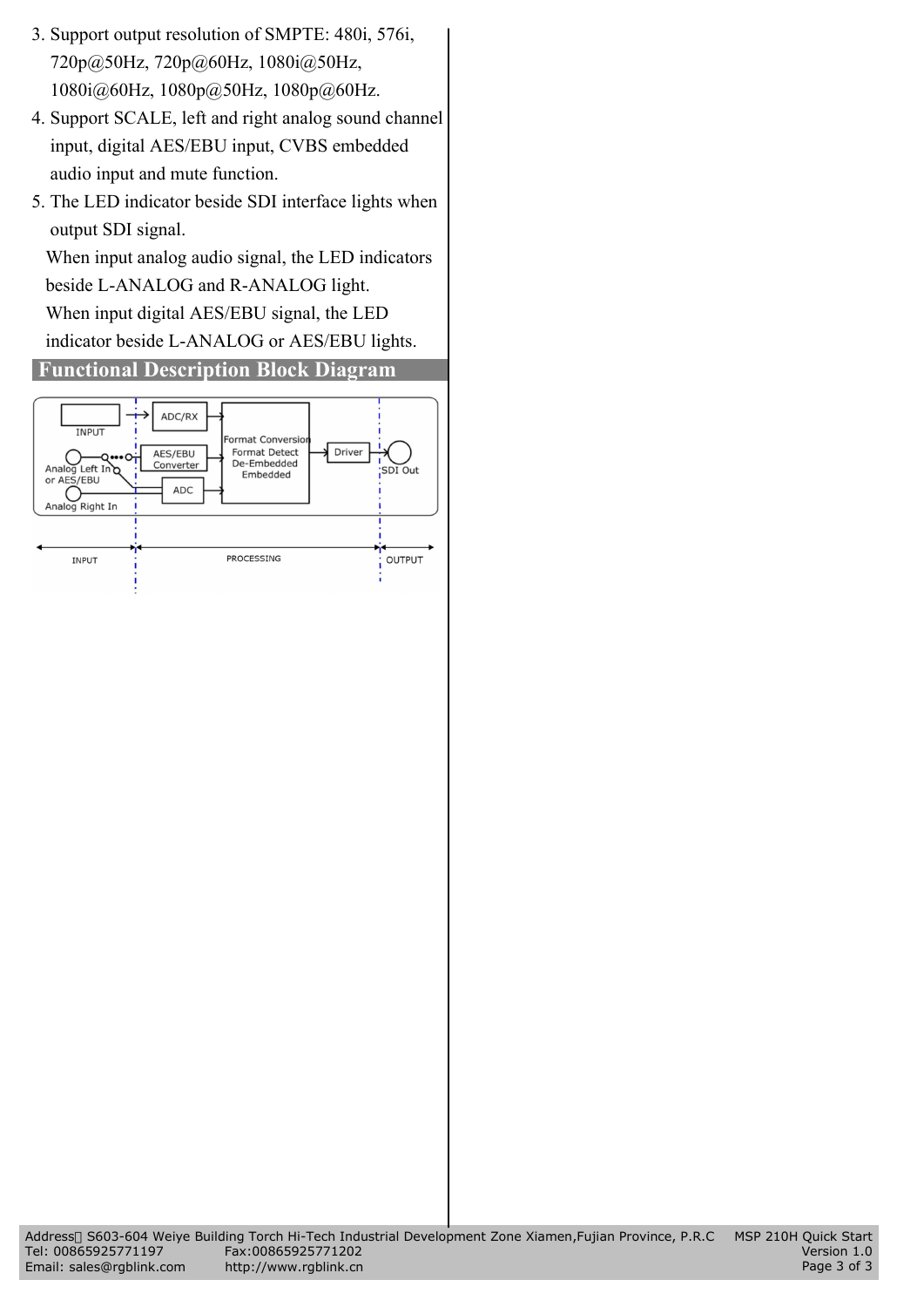3. Support output resolution of SMPTE: 480i, 576i, 720p@50Hz, 720p@60Hz, 1080i@50Hz, 1080i@60Hz, 1080p@50Hz, 1080p@60Hz.
4. Support SCALE, left and right analog sound channel input, digital AES/EBU input, CVBS embedded audio input and mute function.
5. The LED indicator beside SDI interface lights when output SDI signal.

   When input analog audio signal, the LED indicators beside L-ANALOG and R-ANALOG light.

   When input digital AES/EBU signal, the LED indicator beside L-ANALOG or AES/EBU lights.

## Functional Description Block Diagram

INPUT

ADC/RX

Analog Left In or AES/EBU

AES/EBU Converter

ADC

Analog Right In

Format Conversion
Format Detect
De-Embedded
Embedded

Driver

SDI Out

INPUT

PROCESSING

OUTPUT